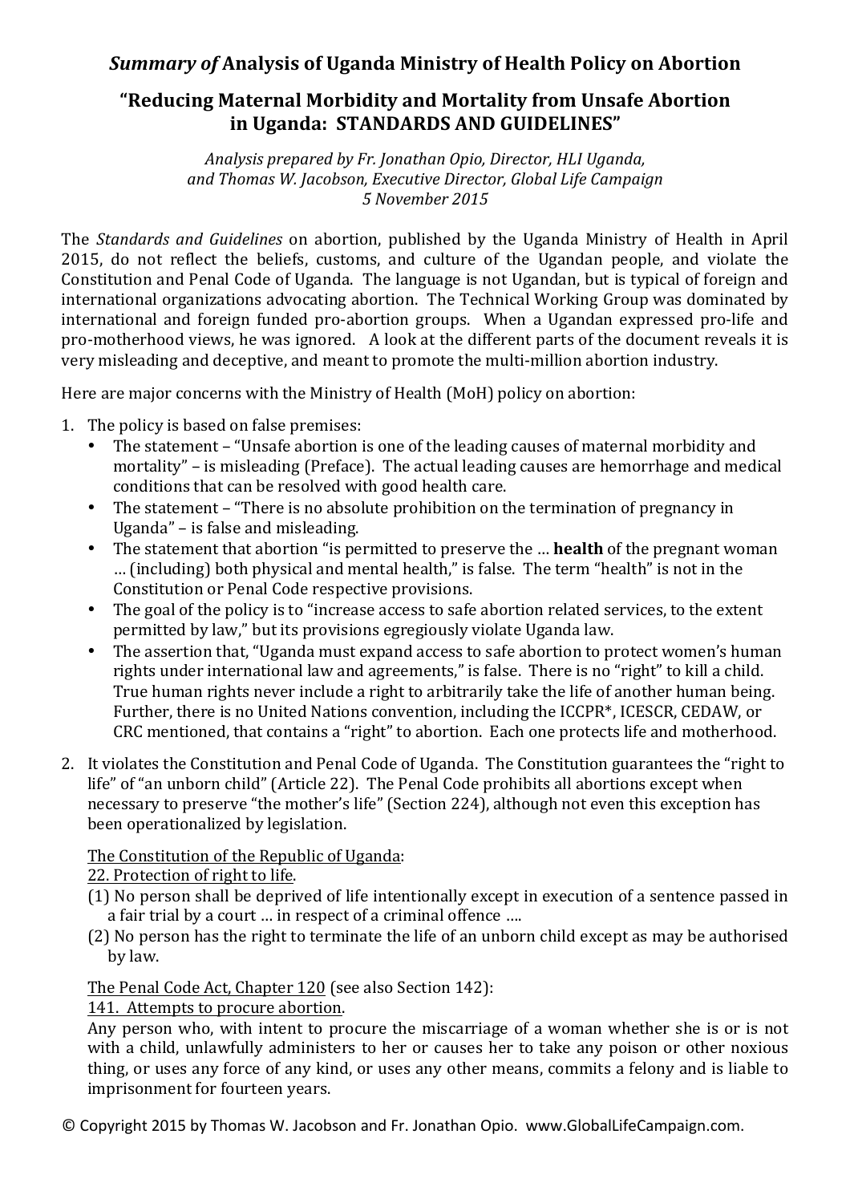# *Summary of* Analysis of Uganda Ministry of Health Policy on Abortion

## "Reducing Maternal Morbidity and Mortality from Unsafe Abortion in Uganda: STANDARDS AND GUIDELINES"

*Analysis prepared by Fr. Jonathan Opio, Director, HLI Uganda, and Thomas W. Jacobson, Executive Director, Global Life Campaign*
*5 November 2015*

The *Standards and Guidelines* on abortion, published by the Uganda Ministry of Health in April 2015, do not reflect the beliefs, customs, and culture of the Ugandan people, and violate the Constitution and Penal Code of Uganda. The language is not Ugandan, but is typical of foreign and international organizations advocating abortion. The Technical Working Group was dominated by international and foreign funded pro-abortion groups. When a Ugandan expressed pro-life and pro-motherhood views, he was ignored. A look at the different parts of the document reveals it is very misleading and deceptive, and meant to promote the multi-million abortion industry.

Here are major concerns with the Ministry of Health (MoH) policy on abortion:

1. The policy is based on false premises:
   - The statement – "Unsafe abortion is one of the leading causes of maternal morbidity and mortality" – is misleading (Preface). The actual leading causes are hemorrhage and medical conditions that can be resolved with good health care.
   - The statement – "There is no absolute prohibition on the termination of pregnancy in Uganda" – is false and misleading.
   - The statement that abortion "is permitted to preserve the … **health** of the pregnant woman … (including) both physical and mental health," is false. The term "health" is not in the Constitution or Penal Code respective provisions.
   - The goal of the policy is to "increase access to safe abortion related services, to the extent permitted by law," but its provisions egregiously violate Uganda law.
   - The assertion that, "Uganda must expand access to safe abortion to protect women's human rights under international law and agreements," is false. There is no "right" to kill a child. True human rights never include a right to arbitrarily take the life of another human being. Further, there is no United Nations convention, including the ICCPR*, ICESCR, CEDAW, or CRC mentioned, that contains a "right" to abortion. Each one protects life and motherhood.

2. It violates the Constitution and Penal Code of Uganda. The Constitution guarantees the "right to life" of "an unborn child" (Article 22). The Penal Code prohibits all abortions except when necessary to preserve "the mother's life" (Section 224), although not even this exception has been operationalized by legislation.

   The Constitution of the Republic of Uganda:
   22. Protection of right to life.
   (1) No person shall be deprived of life intentionally except in execution of a sentence passed in a fair trial by a court … in respect of a criminal offence ….
   (2) No person has the right to terminate the life of an unborn child except as may be authorised by law.

   The Penal Code Act, Chapter 120 (see also Section 142):
   141. Attempts to procure abortion.
   Any person who, with intent to procure the miscarriage of a woman whether she is or is not with a child, unlawfully administers to her or causes her to take any poison or other noxious thing, or uses any force of any kind, or uses any other means, commits a felony and is liable to imprisonment for fourteen years.

© Copyright 2015 by Thomas W. Jacobson and Fr. Jonathan Opio. www.GlobalLifeCampaign.com.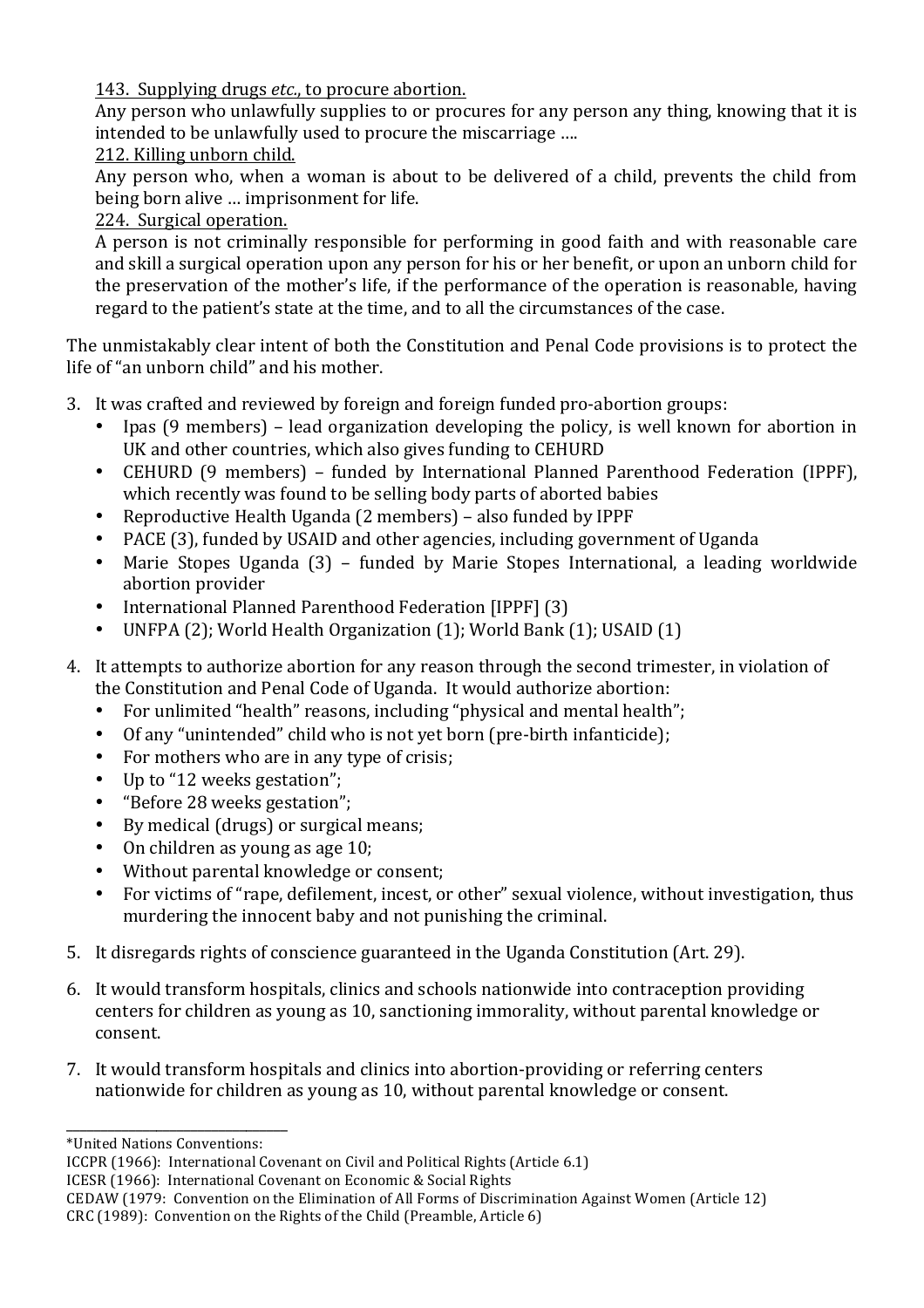143. Supplying drugs *etc.*, to procure abortion.

Any person who unlawfully supplies to or procures for any person any thing, knowing that it is intended to be unlawfully used to procure the miscarriage ….

212. Killing unborn child.

Any person who, when a woman is about to be delivered of a child, prevents the child from being born alive … imprisonment for life.

224. Surgical operation.

A person is not criminally responsible for performing in good faith and with reasonable care and skill a surgical operation upon any person for his or her benefit, or upon an unborn child for the preservation of the mother's life, if the performance of the operation is reasonable, having regard to the patient's state at the time, and to all the circumstances of the case.

The unmistakably clear intent of both the Constitution and Penal Code provisions is to protect the life of "an unborn child" and his mother.

3. It was crafted and reviewed by foreign and foreign funded pro-abortion groups:
   - Ipas (9 members) – lead organization developing the policy, is well known for abortion in UK and other countries, which also gives funding to CEHURD
   - CEHURD (9 members) – funded by International Planned Parenthood Federation (IPPF), which recently was found to be selling body parts of aborted babies
   - Reproductive Health Uganda (2 members) – also funded by IPPF
   - PACE (3), funded by USAID and other agencies, including government of Uganda
   - Marie Stopes Uganda (3) – funded by Marie Stopes International, a leading worldwide abortion provider
   - International Planned Parenthood Federation [IPPF] (3)
   - UNFPA (2); World Health Organization (1); World Bank (1); USAID (1)

4. It attempts to authorize abortion for any reason through the second trimester, in violation of the Constitution and Penal Code of Uganda. It would authorize abortion:
   - For unlimited "health" reasons, including "physical and mental health";
   - Of any "unintended" child who is not yet born (pre-birth infanticide);
   - For mothers who are in any type of crisis;
   - Up to "12 weeks gestation";
   - "Before 28 weeks gestation";
   - By medical (drugs) or surgical means;
   - On children as young as age 10;
   - Without parental knowledge or consent;
   - For victims of "rape, defilement, incest, or other" sexual violence, without investigation, thus murdering the innocent baby and not punishing the criminal.

5. It disregards rights of conscience guaranteed in the Uganda Constitution (Art. 29).

6. It would transform hospitals, clinics and schools nationwide into contraception providing centers for children as young as 10, sanctioning immorality, without parental knowledge or consent.

7. It would transform hospitals and clinics into abortion-providing or referring centers nationwide for children as young as 10, without parental knowledge or consent.

---

*United Nations Conventions:
ICCPR (1966): International Covenant on Civil and Political Rights (Article 6.1)
ICESR (1966): International Covenant on Economic & Social Rights
CEDAW (1979: Convention on the Elimination of All Forms of Discrimination Against Women (Article 12)
CRC (1989): Convention on the Rights of the Child (Preamble, Article 6)